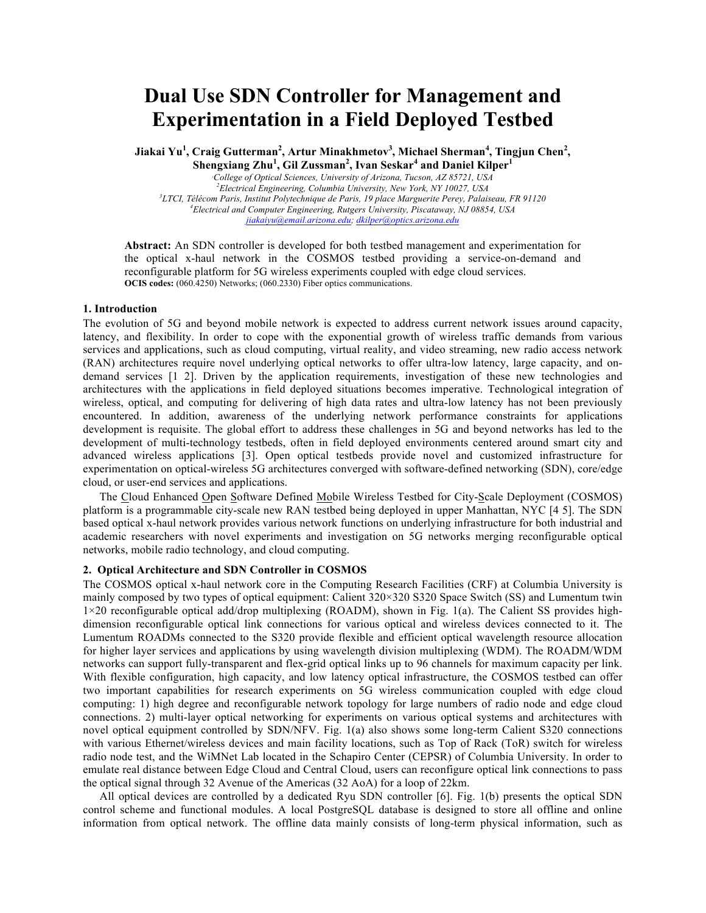# Dual Use SDN Controller for Management and Experimentation in a Field Deployed Testbed

**Jiakai Yu[1], Craig Gutterman[2], Artur Minakhmetov[3], Michael Sherman[4], Tingjun Chen[2], Shengxiang Zhu[1], Gil Zussman[2], Ivan Seskar[4] and Daniel Kilper[1]**

*[1]College of Optical Sciences, University of Arizona, Tucson, AZ 85721, USA*
*[2]Electrical Engineering, Columbia University, New York, NY 10027, USA*
*[3]LTCI, Télécom Paris, Institut Polytechnique de Paris, 19 place Marguerite Perey, Palaiseau, FR 91120*
*[4]Electrical and Computer Engineering, Rutgers University, Piscataway, NJ 08854, USA*
*jiakaiyu@email.arizona.edu; dkilper@optics.arizona.edu*

**Abstract:** An SDN controller is developed for both testbed management and experimentation for the optical x-haul network in the COSMOS testbed providing a service-on-demand and reconfigurable platform for 5G wireless experiments coupled with edge cloud services.
**OCIS codes:** (060.4250) Networks; (060.2330) Fiber optics communications.

## 1. Introduction

The evolution of 5G and beyond mobile network is expected to address current network issues around capacity, latency, and flexibility. In order to cope with the exponential growth of wireless traffic demands from various services and applications, such as cloud computing, virtual reality, and video streaming, new radio access network (RAN) architectures require novel underlying optical networks to offer ultra-low latency, large capacity, and on-demand services [1 2]. Driven by the application requirements, investigation of these new technologies and architectures with the applications in field deployed situations becomes imperative. Technological integration of wireless, optical, and computing for delivering of high data rates and ultra-low latency has not been previously encountered. In addition, awareness of the underlying network performance constraints for applications development is requisite. The global effort to address these challenges in 5G and beyond networks has led to the development of multi-technology testbeds, often in field deployed environments centered around smart city and advanced wireless applications [3]. Open optical testbeds provide novel and customized infrastructure for experimentation on optical-wireless 5G architectures converged with software-defined networking (SDN), core/edge cloud, or user-end services and applications.

The Cloud Enhanced Open Software Defined Mobile Wireless Testbed for City-Scale Deployment (COSMOS) platform is a programmable city-scale new RAN testbed being deployed in upper Manhattan, NYC [4 5]. The SDN based optical x-haul network provides various network functions on underlying infrastructure for both industrial and academic researchers with novel experiments and investigation on 5G networks merging reconfigurable optical networks, mobile radio technology, and cloud computing.

## 2. Optical Architecture and SDN Controller in COSMOS

The COSMOS optical x-haul network core in the Computing Research Facilities (CRF) at Columbia University is mainly composed by two types of optical equipment: Calient 320×320 S320 Space Switch (SS) and Lumentum twin 1×20 reconfigurable optical add/drop multiplexing (ROADM), shown in Fig. 1(a). The Calient SS provides high-dimension reconfigurable optical link connections for various optical and wireless devices connected to it. The Lumentum ROADMs connected to the S320 provide flexible and efficient optical wavelength resource allocation for higher layer services and applications by using wavelength division multiplexing (WDM). The ROADM/WDM networks can support fully-transparent and flex-grid optical links up to 96 channels for maximum capacity per link. With flexible configuration, high capacity, and low latency optical infrastructure, the COSMOS testbed can offer two important capabilities for research experiments on 5G wireless communication coupled with edge cloud computing: 1) high degree and reconfigurable network topology for large numbers of radio node and edge cloud connections. 2) multi-layer optical networking for experiments on various optical systems and architectures with novel optical equipment controlled by SDN/NFV. Fig. 1(a) also shows some long-term Calient S320 connections with various Ethernet/wireless devices and main facility locations, such as Top of Rack (ToR) switch for wireless radio node test, and the WiMNet Lab located in the Schapiro Center (CEPSR) of Columbia University. In order to emulate real distance between Edge Cloud and Central Cloud, users can reconfigure optical link connections to pass the optical signal through 32 Avenue of the Americas (32 AoA) for a loop of 22km.

All optical devices are controlled by a dedicated Ryu SDN controller [6]. Fig. 1(b) presents the optical SDN control scheme and functional modules. A local PostgreSQL database is designed to store all offline and online information from optical network. The offline data mainly consists of long-term physical information, such as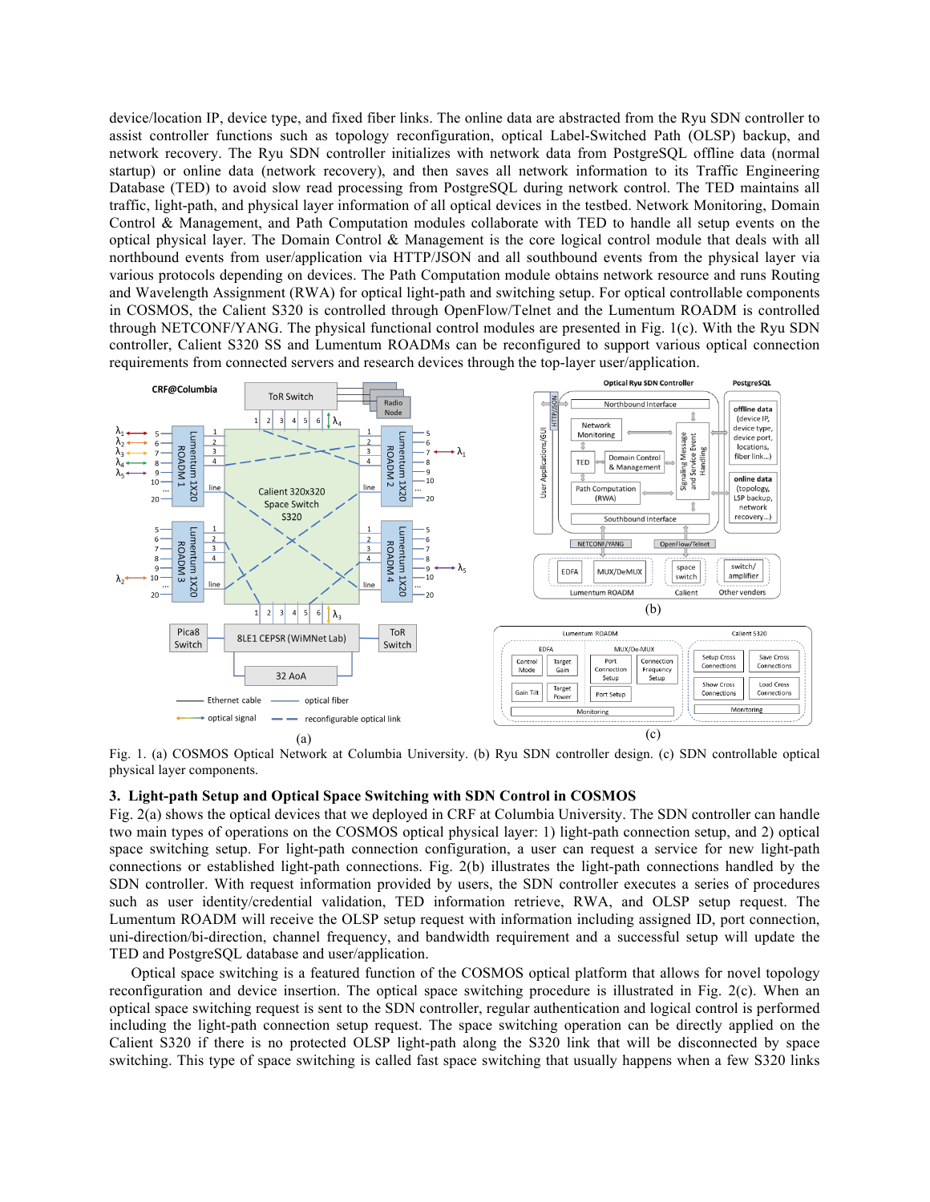device/location IP, device type, and fixed fiber links. The online data are abstracted from the Ryu SDN controller to assist controller functions such as topology reconfiguration, optical Label-Switched Path (OLSP) backup, and network recovery. The Ryu SDN controller initializes with network data from PostgreSQL offline data (normal startup) or online data (network recovery), and then saves all network information to its Traffic Engineering Database (TED) to avoid slow read processing from PostgreSQL during network control. The TED maintains all traffic, light-path, and physical layer information of all optical devices in the testbed. Network Monitoring, Domain Control & Management, and Path Computation modules collaborate with TED to handle all setup events on the optical physical layer. The Domain Control & Management is the core logical control module that deals with all northbound events from user/application via HTTP/JSON and all southbound events from the physical layer via various protocols depending on devices. The Path Computation module obtains network resource and runs Routing and Wavelength Assignment (RWA) for optical light-path and switching setup. For optical controllable components in COSMOS, the Calient S320 is controlled through OpenFlow/Telnet and the Lumentum ROADM is controlled through NETCONF/YANG. The physical functional control modules are presented in Fig. 1(c). With the Ryu SDN controller, Calient S320 SS and Lumentum ROADMs can be reconfigured to support various optical connection requirements from connected servers and research devices through the top-layer user/application.

Fig. 1. (a) COSMOS Optical Network at Columbia University. (b) Ryu SDN controller design. (c) SDN controllable optical physical layer components.

### 3. Light-path Setup and Optical Space Switching with SDN Control in COSMOS

Fig. 2(a) shows the optical devices that we deployed in CRF at Columbia University. The SDN controller can handle two main types of operations on the COSMOS optical physical layer: 1) light-path connection setup, and 2) optical space switching setup. For light-path connection configuration, a user can request a service for new light-path connections or established light-path connections. Fig. 2(b) illustrates the light-path connections handled by the SDN controller. With request information provided by users, the SDN controller executes a series of procedures such as user identity/credential validation, TED information retrieve, RWA, and OLSP setup request. The Lumentum ROADM will receive the OLSP setup request with information including assigned ID, port connection, uni-direction/bi-direction, channel frequency, and bandwidth requirement and a successful setup will update the TED and PostgreSQL database and user/application.

Optical space switching is a featured function of the COSMOS optical platform that allows for novel topology reconfiguration and device insertion. The optical space switching procedure is illustrated in Fig. 2(c). When an optical space switching request is sent to the SDN controller, regular authentication and logical control is performed including the light-path connection setup request. The space switching operation can be directly applied on the Calient S320 if there is no protected OLSP light-path along the S320 link that will be disconnected by space switching. This type of space switching is called fast space switching that usually happens when a few S320 links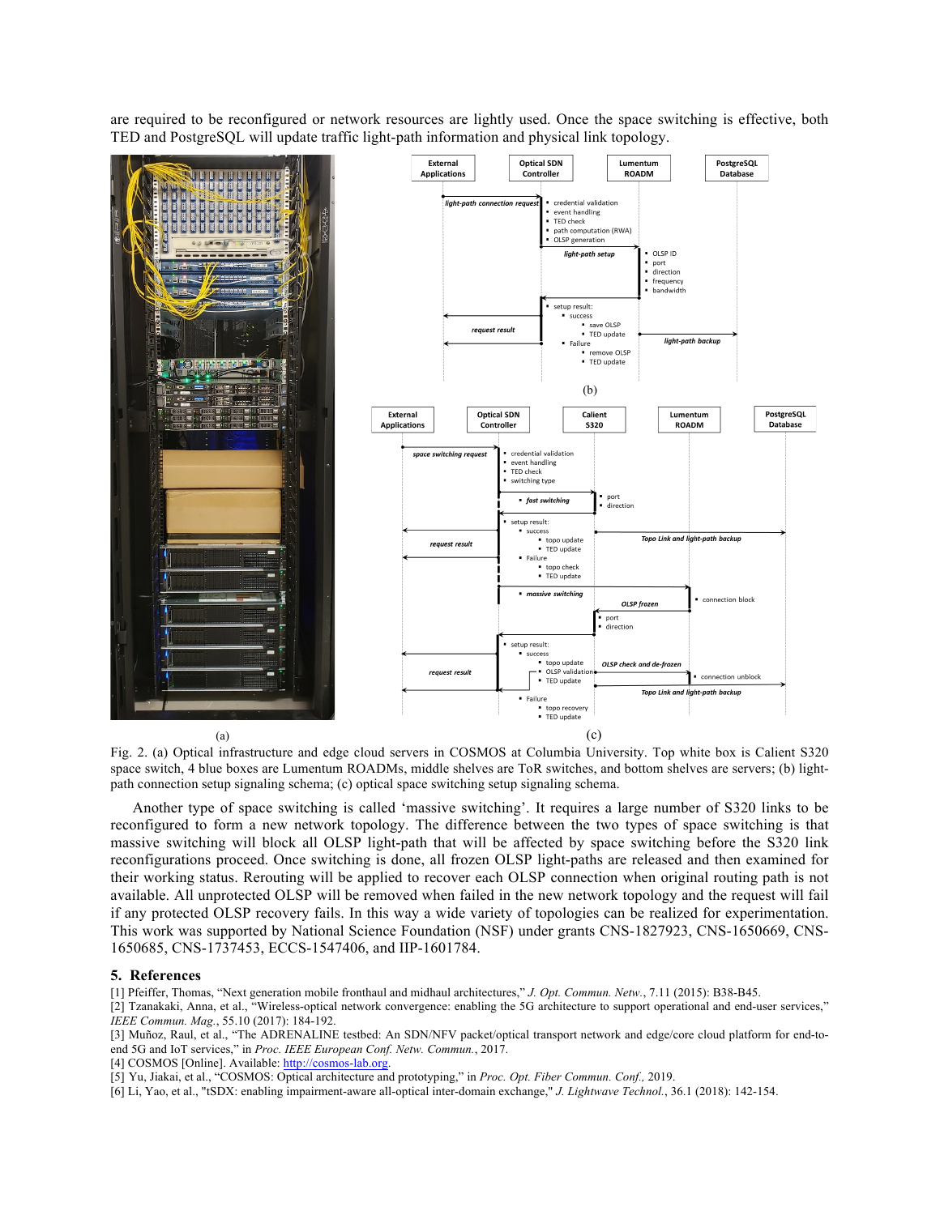are required to be reconfigured or network resources are lightly used. Once the space switching is effective, both TED and PostgreSQL will update traffic light-path information and physical link topology.

External Applications
Optical SDN Controller
Lumentum ROADM
PostgreSQL Database
light-path connection request
▪ credential validation
▪ event handling
▪ TED check
▪ path computation (RWA)
▪ OLSP generation
light-path setup
▪ OLSP ID
▪ port
▪ direction
▪ frequency
▪ bandwidth
request result
▪ setup result:
▪ success
▪ save OLSP
▪ TED update
▪ Failure
▪ remove OLSP
▪ TED update
light-path backup

(b)

External Applications
Optical SDN Controller
Calient S320
Lumentum ROADM
PostgreSQL Database
space switching request
▪ credential validation
▪ event handling
▪ TED check
▪ switching type
▪ fast switching
▪ port
▪ direction
▪ setup result:
▪ success
▪ topo update
▪ TED update
▪ Failure
▪ topo check
▪ TED update
request result
Topo Link and light-path backup
▪ massive switching
OLSP frozen
▪ connection block
▪ port
▪ direction
▪ setup result:
▪ success
▪ topo update
▪ OLSP validation
▪ TED update
▪ Failure
▪ topo recovery
▪ TED update
request result
OLSP check and de-frozen
▪ connection unblock
Topo Link and light-path backup

(a) (c)

Fig. 2. (a) Optical infrastructure and edge cloud servers in COSMOS at Columbia University. Top white box is Calient S320 space switch, 4 blue boxes are Lumentum ROADMs, middle shelves are ToR switches, and bottom shelves are servers; (b) light-path connection setup signaling schema; (c) optical space switching setup signaling schema.

Another type of space switching is called 'massive switching'. It requires a large number of S320 links to be reconfigured to form a new network topology. The difference between the two types of space switching is that massive switching will block all OLSP light-path that will be affected by space switching before the S320 link reconfigurations proceed. Once switching is done, all frozen OLSP light-paths are released and then examined for their working status. Rerouting will be applied to recover each OLSP connection when original routing path is not available. All unprotected OLSP will be removed when failed in the new network topology and the request will fail if any protected OLSP recovery fails. In this way a wide variety of topologies can be realized for experimentation. This work was supported by National Science Foundation (NSF) under grants CNS-1827923, CNS-1650669, CNS-1650685, CNS-1737453, ECCS-1547406, and IIP-1601784.

## 5. References

[1] Pfeiffer, Thomas, "Next generation mobile fronthaul and midhaul architectures," *J. Opt. Commun. Netw.*, 7.11 (2015): B38-B45.

[2] Tzanakaki, Anna, et al., "Wireless-optical network convergence: enabling the 5G architecture to support operational and end-user services," *IEEE Commun. Mag.*, 55.10 (2017): 184-192.

[3] Muñoz, Raul, et al., "The ADRENALINE testbed: An SDN/NFV packet/optical transport network and edge/core cloud platform for end-to-end 5G and IoT services," in *Proc. IEEE European Conf. Netw. Commun.*, 2017.

[4] COSMOS [Online]. Available: http://cosmos-lab.org.

[5] Yu, Jiakai, et al., "COSMOS: Optical architecture and prototyping," in *Proc. Opt. Fiber Commun. Conf.,* 2019.

[6] Li, Yao, et al., "tSDX: enabling impairment-aware all-optical inter-domain exchange," *J. Lightwave Technol.*, 36.1 (2018): 142-154.